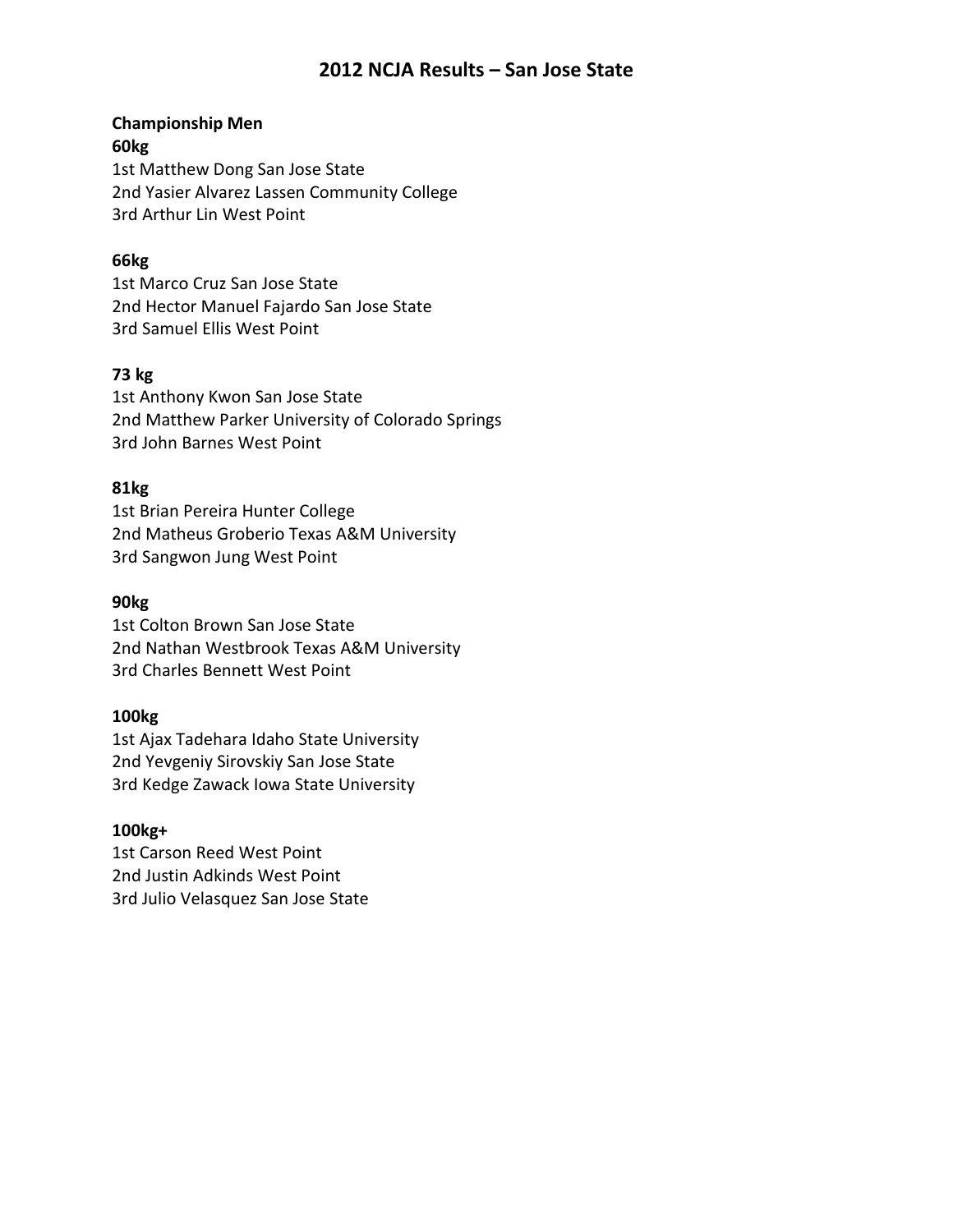# 2012 NCJA Results – San Jose State

**Championship Men**

**60kg**

1st Matthew Dong San Jose State
2nd Yasier Alvarez Lassen Community College
3rd Arthur Lin West Point

**66kg**

1st Marco Cruz San Jose State
2nd Hector Manuel Fajardo San Jose State
3rd Samuel Ellis West Point

**73 kg**

1st Anthony Kwon San Jose State
2nd Matthew Parker University of Colorado Springs
3rd John Barnes West Point

**81kg**

1st Brian Pereira Hunter College
2nd Matheus Groberio Texas A&M University
3rd Sangwon Jung West Point

**90kg**

1st Colton Brown San Jose State
2nd Nathan Westbrook Texas A&M University
3rd Charles Bennett West Point

**100kg**

1st Ajax Tadehara Idaho State University
2nd Yevgeniy Sirovskiy San Jose State
3rd Kedge Zawack Iowa State University

**100kg+**

1st Carson Reed West Point
2nd Justin Adkinds West Point
3rd Julio Velasquez San Jose State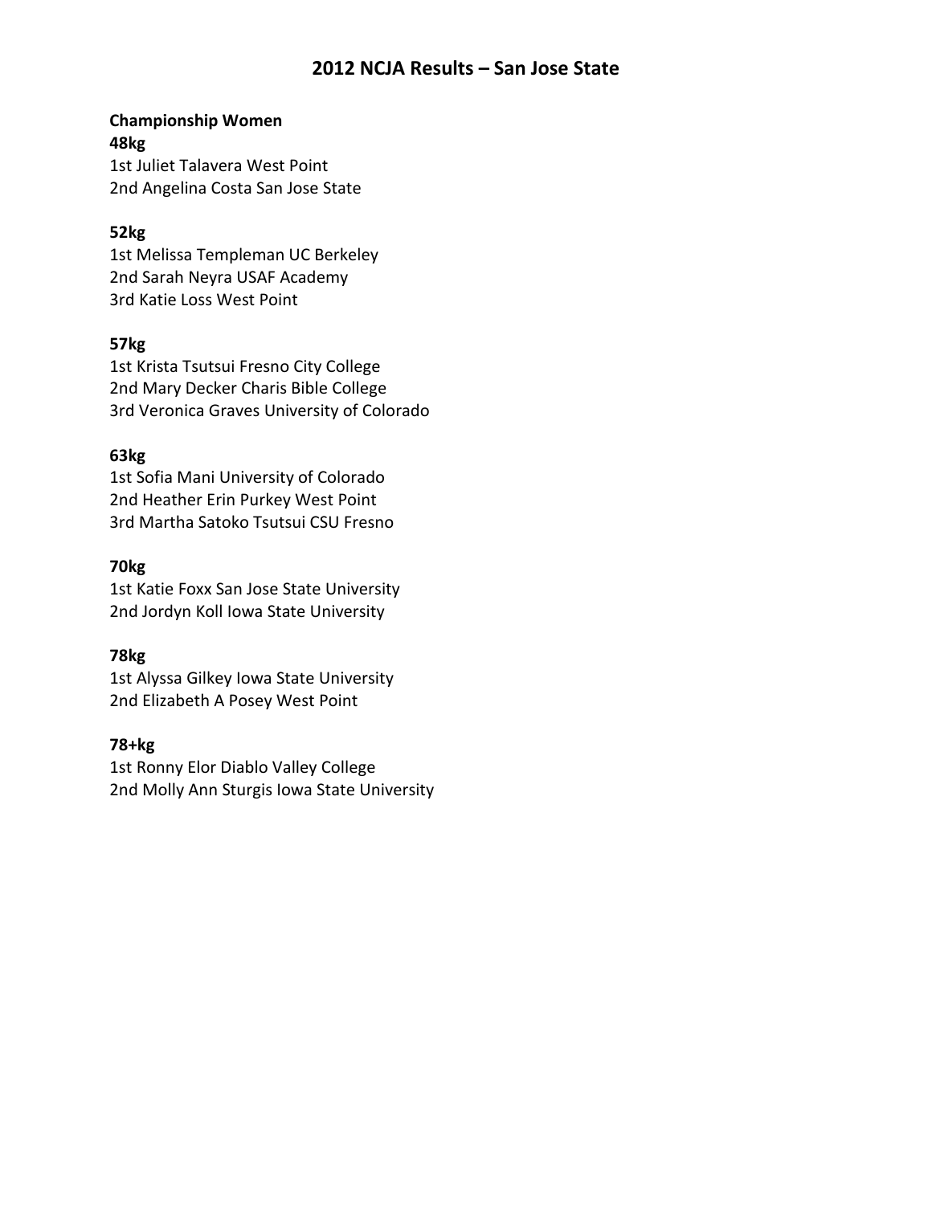# 2012 NCJA Results – San Jose State

**Championship Women**

**48kg**
1st Juliet Talavera West Point
2nd Angelina Costa San Jose State

**52kg**
1st Melissa Templeman UC Berkeley
2nd Sarah Neyra USAF Academy
3rd Katie Loss West Point

**57kg**
1st Krista Tsutsui Fresno City College
2nd Mary Decker Charis Bible College
3rd Veronica Graves University of Colorado

**63kg**
1st Sofia Mani University of Colorado
2nd Heather Erin Purkey West Point
3rd Martha Satoko Tsutsui CSU Fresno

**70kg**
1st Katie Foxx San Jose State University
2nd Jordyn Koll Iowa State University

**78kg**
1st Alyssa Gilkey Iowa State University
2nd Elizabeth A Posey West Point

**78+kg**
1st Ronny Elor Diablo Valley College
2nd Molly Ann Sturgis Iowa State University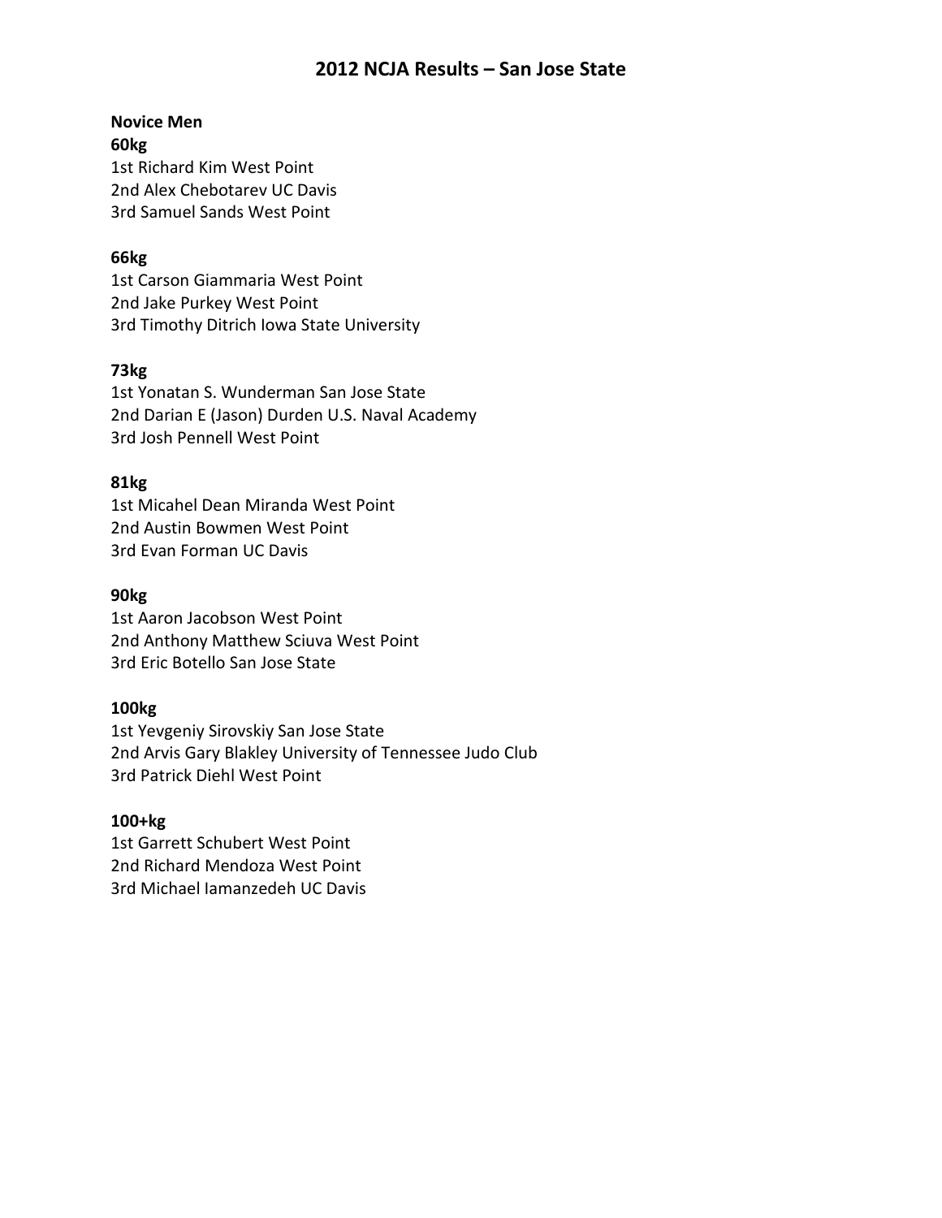# 2012 NCJA Results – San Jose State

**Novice Men**

**60kg**
1st Richard Kim West Point
2nd Alex Chebotarev UC Davis
3rd Samuel Sands West Point

**66kg**
1st Carson Giammaria West Point
2nd Jake Purkey West Point
3rd Timothy Ditrich Iowa State University

**73kg**
1st Yonatan S. Wunderman San Jose State
2nd Darian E (Jason) Durden U.S. Naval Academy
3rd Josh Pennell West Point

**81kg**
1st Micahel Dean Miranda West Point
2nd Austin Bowmen West Point
3rd Evan Forman UC Davis

**90kg**
1st Aaron Jacobson West Point
2nd Anthony Matthew Sciuva West Point
3rd Eric Botello San Jose State

**100kg**
1st Yevgeniy Sirovskiy San Jose State
2nd Arvis Gary Blakley University of Tennessee Judo Club
3rd Patrick Diehl West Point

**100+kg**
1st Garrett Schubert West Point
2nd Richard Mendoza West Point
3rd Michael Iamanzedeh UC Davis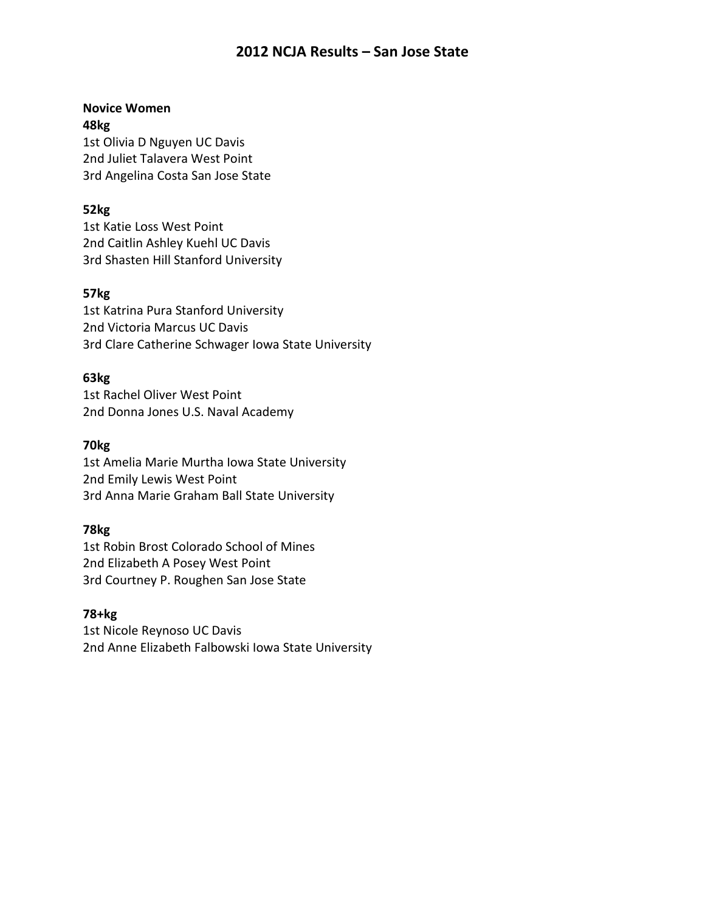# 2012 NCJA Results – San Jose State

**Novice Women**

**48kg**
1st Olivia D Nguyen UC Davis
2nd Juliet Talavera West Point
3rd Angelina Costa San Jose State

**52kg**
1st Katie Loss West Point
2nd Caitlin Ashley Kuehl UC Davis
3rd Shasten Hill Stanford University

**57kg**
1st Katrina Pura Stanford University
2nd Victoria Marcus UC Davis
3rd Clare Catherine Schwager Iowa State University

**63kg**
1st Rachel Oliver West Point
2nd Donna Jones U.S. Naval Academy

**70kg**
1st Amelia Marie Murtha Iowa State University
2nd Emily Lewis West Point
3rd Anna Marie Graham Ball State University

**78kg**
1st Robin Brost Colorado School of Mines
2nd Elizabeth A Posey West Point
3rd Courtney P. Roughen San Jose State

**78+kg**
1st Nicole Reynoso UC Davis
2nd Anne Elizabeth Falbowski Iowa State University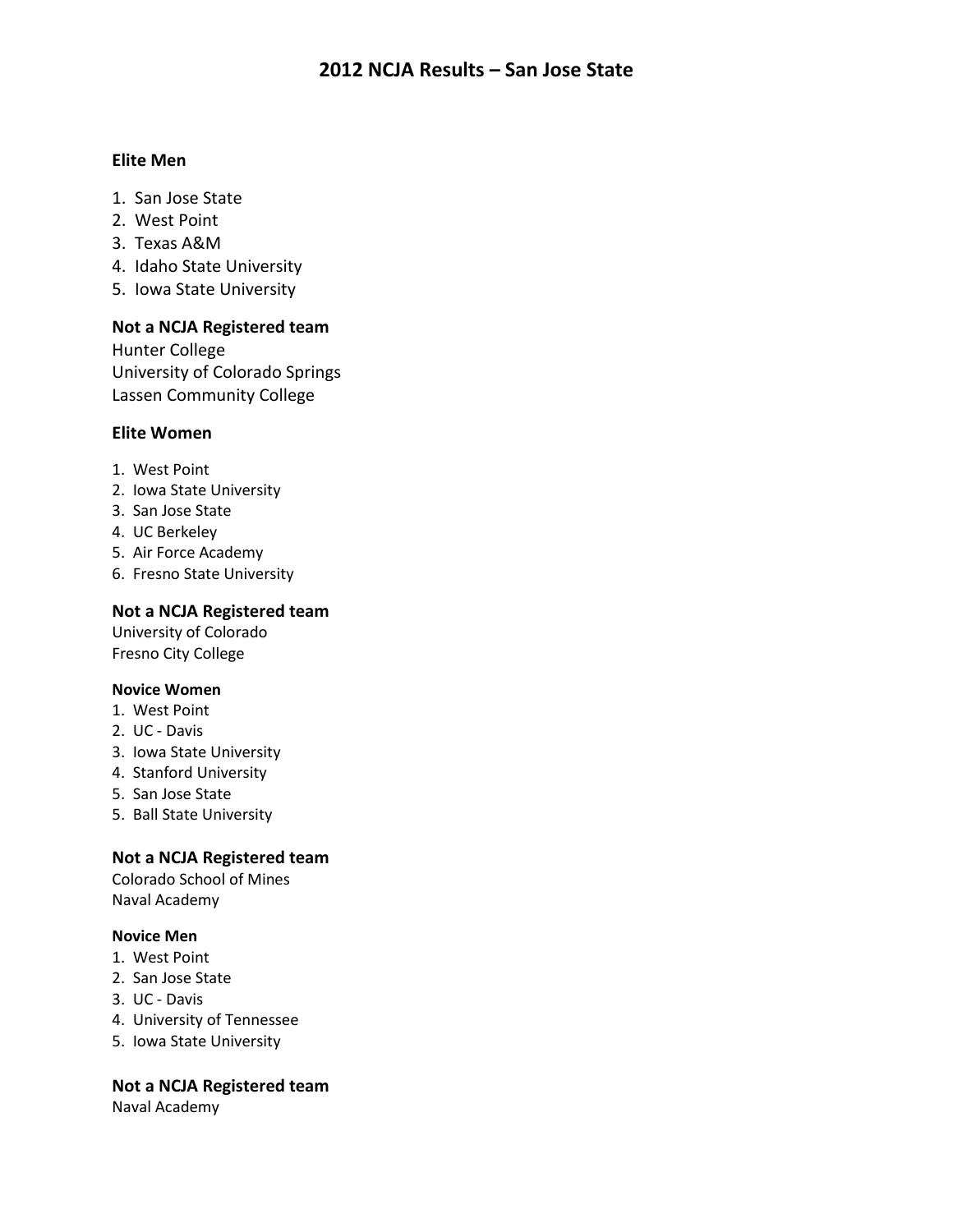# 2012 NCJA Results – San Jose State

### Elite Men

1. San Jose State
2. West Point
3. Texas A&M
4. Idaho State University
5. Iowa State University

### Not a NCJA Registered team

Hunter College
University of Colorado Springs
Lassen Community College

### Elite Women

1. West Point
2. Iowa State University
3. San Jose State
4. UC Berkeley
5. Air Force Academy
6. Fresno State University

### Not a NCJA Registered team

University of Colorado
Fresno City College

#### Novice Women

1. West Point
2. UC - Davis
3. Iowa State University
4. Stanford University
5. San Jose State
5. Ball State University

### Not a NCJA Registered team

Colorado School of Mines
Naval Academy

#### Novice Men

1. West Point
2. San Jose State
3. UC - Davis
4. University of Tennessee
5. Iowa State University

### Not a NCJA Registered team

Naval Academy